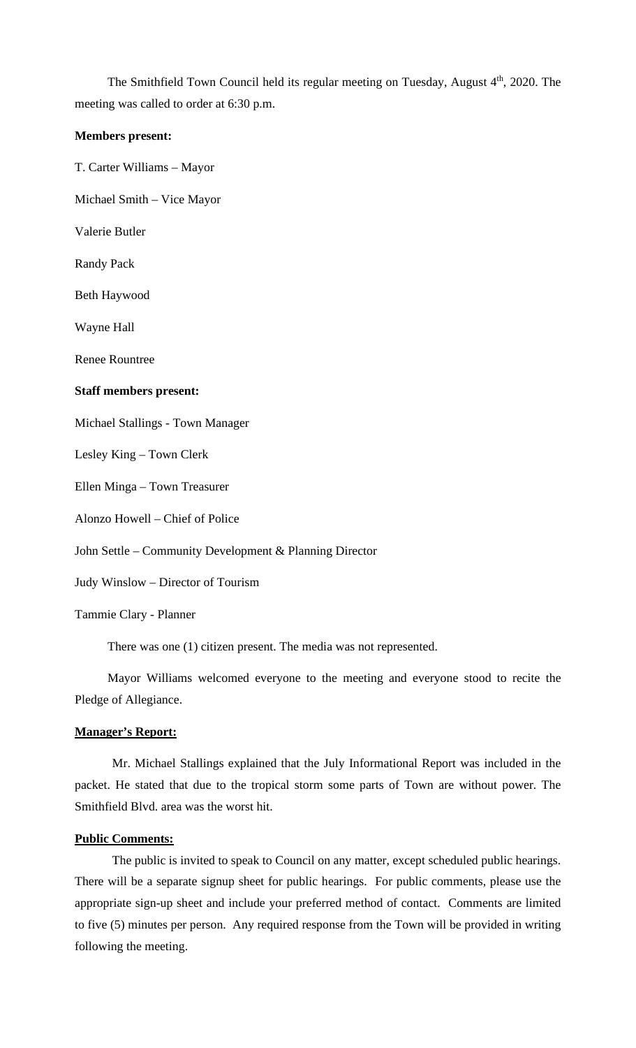The Smithfield Town Council held its regular meeting on Tuesday, August 4th, 2020. The meeting was called to order at 6:30 p.m.

**Members present:**

T. Carter Williams – Mayor

Michael Smith – Vice Mayor

Valerie Butler

Randy Pack

Beth Haywood

Wayne Hall

Renee Rountree

**Staff members present:**

Michael Stallings - Town Manager

Lesley King – Town Clerk

Ellen Minga – Town Treasurer

Alonzo Howell – Chief of Police

John Settle – Community Development & Planning Director

Judy Winslow – Director of Tourism

Tammie Clary - Planner

There was one (1) citizen present. The media was not represented.

Mayor Williams welcomed everyone to the meeting and everyone stood to recite the Pledge of Allegiance.

**Manager's Report:**

Mr. Michael Stallings explained that the July Informational Report was included in the packet. He stated that due to the tropical storm some parts of Town are without power. The Smithfield Blvd. area was the worst hit.

**Public Comments:**

The public is invited to speak to Council on any matter, except scheduled public hearings. There will be a separate signup sheet for public hearings. For public comments, please use the appropriate sign-up sheet and include your preferred method of contact. Comments are limited to five (5) minutes per person. Any required response from the Town will be provided in writing following the meeting.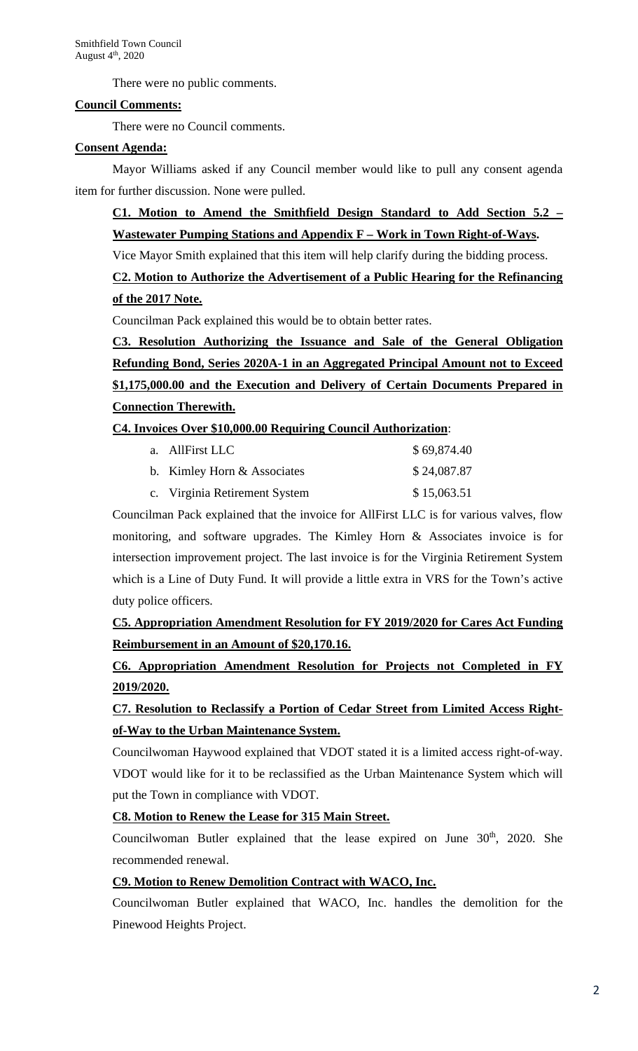There were no public comments.

**Council Comments:**

There were no Council comments.

**Consent Agenda:**

Mayor Williams asked if any Council member would like to pull any consent agenda item for further discussion. None were pulled.

**C1. Motion to Amend the Smithfield Design Standard to Add Section 5.2 – Wastewater Pumping Stations and Appendix F – Work in Town Right-of-Ways.**

Vice Mayor Smith explained that this item will help clarify during the bidding process.

**C2. Motion to Authorize the Advertisement of a Public Hearing for the Refinancing of the 2017 Note.**

Councilman Pack explained this would be to obtain better rates.

**C3. Resolution Authorizing the Issuance and Sale of the General Obligation Refunding Bond, Series 2020A-1 in an Aggregated Principal Amount not to Exceed $1,175,000.00 and the Execution and Delivery of Certain Documents Prepared in Connection Therewith.**

**C4. Invoices Over $10,000.00 Requiring Council Authorization**:

| | |
|---|---|
| a. AllFirst LLC | $ 69,874.40 |
| b. Kimley Horn & Associates | $ 24,087.87 |
| c. Virginia Retirement System | $ 15,063.51 |

Councilman Pack explained that the invoice for AllFirst LLC is for various valves, flow monitoring, and software upgrades. The Kimley Horn & Associates invoice is for intersection improvement project. The last invoice is for the Virginia Retirement System which is a Line of Duty Fund. It will provide a little extra in VRS for the Town's active duty police officers.

**C5. Appropriation Amendment Resolution for FY 2019/2020 for Cares Act Funding Reimbursement in an Amount of $20,170.16.**

**C6. Appropriation Amendment Resolution for Projects not Completed in FY 2019/2020.**

**C7. Resolution to Reclassify a Portion of Cedar Street from Limited Access Right-of-Way to the Urban Maintenance System.**

Councilwoman Haywood explained that VDOT stated it is a limited access right-of-way. VDOT would like for it to be reclassified as the Urban Maintenance System which will put the Town in compliance with VDOT.

**C8. Motion to Renew the Lease for 315 Main Street.**

Councilwoman Butler explained that the lease expired on June 30th, 2020. She recommended renewal.

**C9. Motion to Renew Demolition Contract with WACO, Inc.**

Councilwoman Butler explained that WACO, Inc. handles the demolition for the Pinewood Heights Project.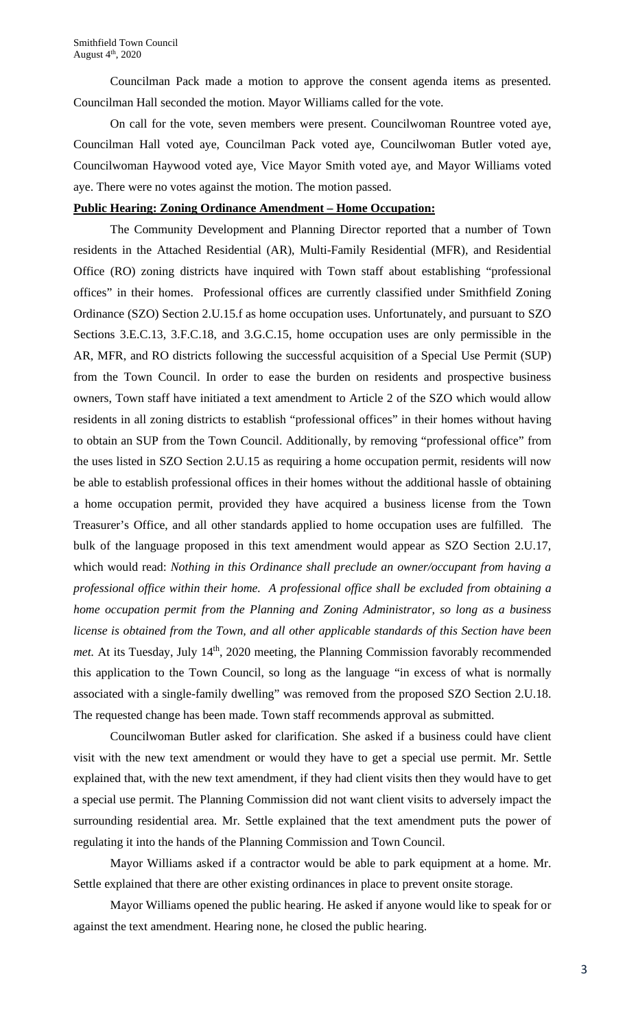Councilman Pack made a motion to approve the consent agenda items as presented. Councilman Hall seconded the motion. Mayor Williams called for the vote.

On call for the vote, seven members were present. Councilwoman Rountree voted aye, Councilman Hall voted aye, Councilman Pack voted aye, Councilwoman Butler voted aye, Councilwoman Haywood voted aye, Vice Mayor Smith voted aye, and Mayor Williams voted aye. There were no votes against the motion. The motion passed.

**Public Hearing: Zoning Ordinance Amendment – Home Occupation:**

The Community Development and Planning Director reported that a number of Town residents in the Attached Residential (AR), Multi-Family Residential (MFR), and Residential Office (RO) zoning districts have inquired with Town staff about establishing "professional offices" in their homes. Professional offices are currently classified under Smithfield Zoning Ordinance (SZO) Section 2.U.15.f as home occupation uses. Unfortunately, and pursuant to SZO Sections 3.E.C.13, 3.F.C.18, and 3.G.C.15, home occupation uses are only permissible in the AR, MFR, and RO districts following the successful acquisition of a Special Use Permit (SUP) from the Town Council. In order to ease the burden on residents and prospective business owners, Town staff have initiated a text amendment to Article 2 of the SZO which would allow residents in all zoning districts to establish "professional offices" in their homes without having to obtain an SUP from the Town Council. Additionally, by removing "professional office" from the uses listed in SZO Section 2.U.15 as requiring a home occupation permit, residents will now be able to establish professional offices in their homes without the additional hassle of obtaining a home occupation permit, provided they have acquired a business license from the Town Treasurer's Office, and all other standards applied to home occupation uses are fulfilled. The bulk of the language proposed in this text amendment would appear as SZO Section 2.U.17, which would read: *Nothing in this Ordinance shall preclude an owner/occupant from having a professional office within their home. A professional office shall be excluded from obtaining a home occupation permit from the Planning and Zoning Administrator, so long as a business license is obtained from the Town, and all other applicable standards of this Section have been met.* At its Tuesday, July 14th, 2020 meeting, the Planning Commission favorably recommended this application to the Town Council, so long as the language "in excess of what is normally associated with a single-family dwelling" was removed from the proposed SZO Section 2.U.18. The requested change has been made. Town staff recommends approval as submitted.

Councilwoman Butler asked for clarification. She asked if a business could have client visit with the new text amendment or would they have to get a special use permit. Mr. Settle explained that, with the new text amendment, if they had client visits then they would have to get a special use permit. The Planning Commission did not want client visits to adversely impact the surrounding residential area. Mr. Settle explained that the text amendment puts the power of regulating it into the hands of the Planning Commission and Town Council.

Mayor Williams asked if a contractor would be able to park equipment at a home. Mr. Settle explained that there are other existing ordinances in place to prevent onsite storage.

Mayor Williams opened the public hearing. He asked if anyone would like to speak for or against the text amendment. Hearing none, he closed the public hearing.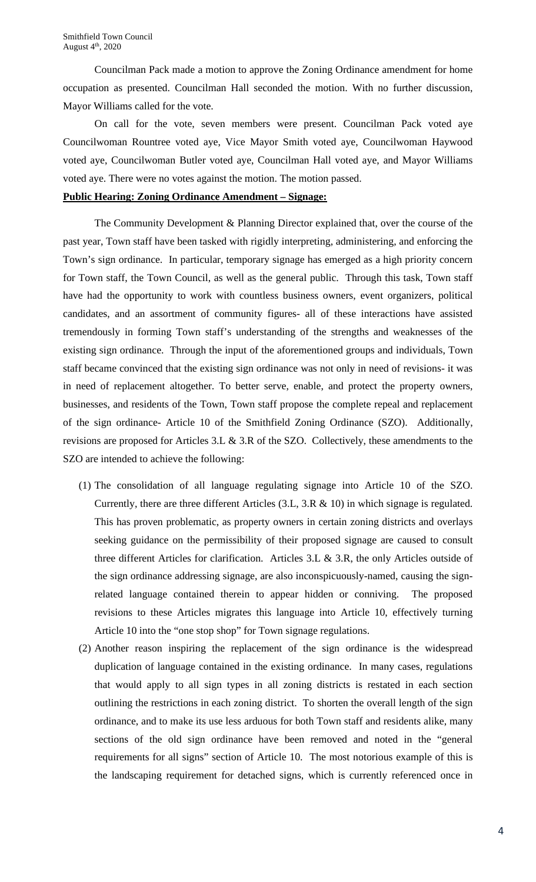Councilman Pack made a motion to approve the Zoning Ordinance amendment for home occupation as presented. Councilman Hall seconded the motion. With no further discussion, Mayor Williams called for the vote.

On call for the vote, seven members were present. Councilman Pack voted aye Councilwoman Rountree voted aye, Vice Mayor Smith voted aye, Councilwoman Haywood voted aye, Councilwoman Butler voted aye, Councilman Hall voted aye, and Mayor Williams voted aye. There were no votes against the motion. The motion passed.

**Public Hearing: Zoning Ordinance Amendment – Signage:**

The Community Development & Planning Director explained that, over the course of the past year, Town staff have been tasked with rigidly interpreting, administering, and enforcing the Town's sign ordinance. In particular, temporary signage has emerged as a high priority concern for Town staff, the Town Council, as well as the general public. Through this task, Town staff have had the opportunity to work with countless business owners, event organizers, political candidates, and an assortment of community figures- all of these interactions have assisted tremendously in forming Town staff's understanding of the strengths and weaknesses of the existing sign ordinance. Through the input of the aforementioned groups and individuals, Town staff became convinced that the existing sign ordinance was not only in need of revisions- it was in need of replacement altogether. To better serve, enable, and protect the property owners, businesses, and residents of the Town, Town staff propose the complete repeal and replacement of the sign ordinance- Article 10 of the Smithfield Zoning Ordinance (SZO). Additionally, revisions are proposed for Articles 3.L & 3.R of the SZO. Collectively, these amendments to the SZO are intended to achieve the following:

(1) The consolidation of all language regulating signage into Article 10 of the SZO. Currently, there are three different Articles (3.L, 3.R & 10) in which signage is regulated. This has proven problematic, as property owners in certain zoning districts and overlays seeking guidance on the permissibility of their proposed signage are caused to consult three different Articles for clarification. Articles 3.L & 3.R, the only Articles outside of the sign ordinance addressing signage, are also inconspicuously-named, causing the sign-related language contained therein to appear hidden or conniving. The proposed revisions to these Articles migrates this language into Article 10, effectively turning Article 10 into the "one stop shop" for Town signage regulations.

(2) Another reason inspiring the replacement of the sign ordinance is the widespread duplication of language contained in the existing ordinance. In many cases, regulations that would apply to all sign types in all zoning districts is restated in each section outlining the restrictions in each zoning district. To shorten the overall length of the sign ordinance, and to make its use less arduous for both Town staff and residents alike, many sections of the old sign ordinance have been removed and noted in the "general requirements for all signs" section of Article 10. The most notorious example of this is the landscaping requirement for detached signs, which is currently referenced once in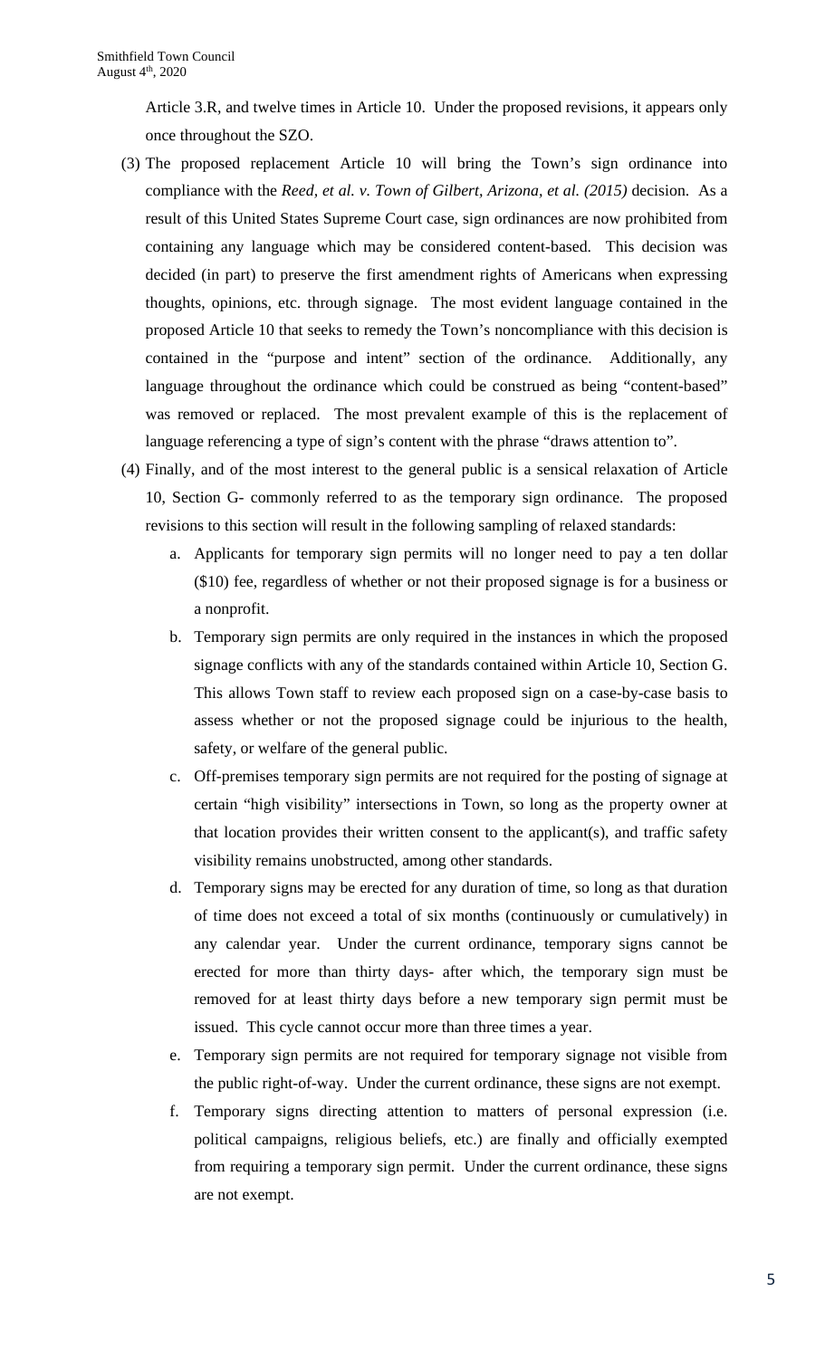Article 3.R, and twelve times in Article 10. Under the proposed revisions, it appears only once throughout the SZO.

(3) The proposed replacement Article 10 will bring the Town's sign ordinance into compliance with the *Reed, et al. v. Town of Gilbert, Arizona, et al. (2015)* decision. As a result of this United States Supreme Court case, sign ordinances are now prohibited from containing any language which may be considered content-based. This decision was decided (in part) to preserve the first amendment rights of Americans when expressing thoughts, opinions, etc. through signage. The most evident language contained in the proposed Article 10 that seeks to remedy the Town's noncompliance with this decision is contained in the "purpose and intent" section of the ordinance. Additionally, any language throughout the ordinance which could be construed as being "content-based" was removed or replaced. The most prevalent example of this is the replacement of language referencing a type of sign's content with the phrase "draws attention to".

(4) Finally, and of the most interest to the general public is a sensical relaxation of Article 10, Section G- commonly referred to as the temporary sign ordinance. The proposed revisions to this section will result in the following sampling of relaxed standards:

   a. Applicants for temporary sign permits will no longer need to pay a ten dollar ($10) fee, regardless of whether or not their proposed signage is for a business or a nonprofit.

   b. Temporary sign permits are only required in the instances in which the proposed signage conflicts with any of the standards contained within Article 10, Section G. This allows Town staff to review each proposed sign on a case-by-case basis to assess whether or not the proposed signage could be injurious to the health, safety, or welfare of the general public.

   c. Off-premises temporary sign permits are not required for the posting of signage at certain "high visibility" intersections in Town, so long as the property owner at that location provides their written consent to the applicant(s), and traffic safety visibility remains unobstructed, among other standards.

   d. Temporary signs may be erected for any duration of time, so long as that duration of time does not exceed a total of six months (continuously or cumulatively) in any calendar year. Under the current ordinance, temporary signs cannot be erected for more than thirty days- after which, the temporary sign must be removed for at least thirty days before a new temporary sign permit must be issued. This cycle cannot occur more than three times a year.

   e. Temporary sign permits are not required for temporary signage not visible from the public right-of-way. Under the current ordinance, these signs are not exempt.

   f. Temporary signs directing attention to matters of personal expression (i.e. political campaigns, religious beliefs, etc.) are finally and officially exempted from requiring a temporary sign permit. Under the current ordinance, these signs are not exempt.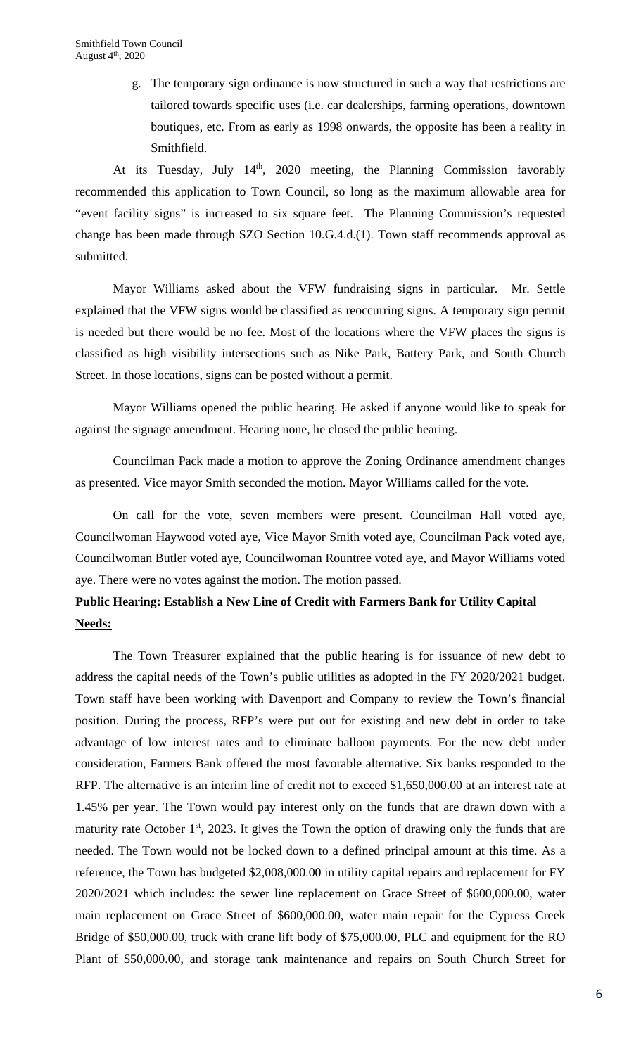g. The temporary sign ordinance is now structured in such a way that restrictions are tailored towards specific uses (i.e. car dealerships, farming operations, downtown boutiques, etc. From as early as 1998 onwards, the opposite has been a reality in Smithfield.

At its Tuesday, July 14th, 2020 meeting, the Planning Commission favorably recommended this application to Town Council, so long as the maximum allowable area for "event facility signs" is increased to six square feet. The Planning Commission's requested change has been made through SZO Section 10.G.4.d.(1). Town staff recommends approval as submitted.

Mayor Williams asked about the VFW fundraising signs in particular. Mr. Settle explained that the VFW signs would be classified as reoccurring signs. A temporary sign permit is needed but there would be no fee. Most of the locations where the VFW places the signs is classified as high visibility intersections such as Nike Park, Battery Park, and South Church Street. In those locations, signs can be posted without a permit.

Mayor Williams opened the public hearing. He asked if anyone would like to speak for against the signage amendment. Hearing none, he closed the public hearing.

Councilman Pack made a motion to approve the Zoning Ordinance amendment changes as presented. Vice mayor Smith seconded the motion. Mayor Williams called for the vote.

On call for the vote, seven members were present. Councilman Hall voted aye, Councilwoman Haywood voted aye, Vice Mayor Smith voted aye, Councilman Pack voted aye, Councilwoman Butler voted aye, Councilwoman Rountree voted aye, and Mayor Williams voted aye. There were no votes against the motion. The motion passed.

**Public Hearing: Establish a New Line of Credit with Farmers Bank for Utility Capital Needs:**

The Town Treasurer explained that the public hearing is for issuance of new debt to address the capital needs of the Town's public utilities as adopted in the FY 2020/2021 budget. Town staff have been working with Davenport and Company to review the Town's financial position. During the process, RFP's were put out for existing and new debt in order to take advantage of low interest rates and to eliminate balloon payments. For the new debt under consideration, Farmers Bank offered the most favorable alternative. Six banks responded to the RFP. The alternative is an interim line of credit not to exceed $1,650,000.00 at an interest rate at 1.45% per year. The Town would pay interest only on the funds that are drawn down with a maturity rate October 1st, 2023. It gives the Town the option of drawing only the funds that are needed. The Town would not be locked down to a defined principal amount at this time. As a reference, the Town has budgeted $2,008,000.00 in utility capital repairs and replacement for FY 2020/2021 which includes: the sewer line replacement on Grace Street of $600,000.00, water main replacement on Grace Street of $600,000.00, water main repair for the Cypress Creek Bridge of $50,000.00, truck with crane lift body of $75,000.00, PLC and equipment for the RO Plant of $50,000.00, and storage tank maintenance and repairs on South Church Street for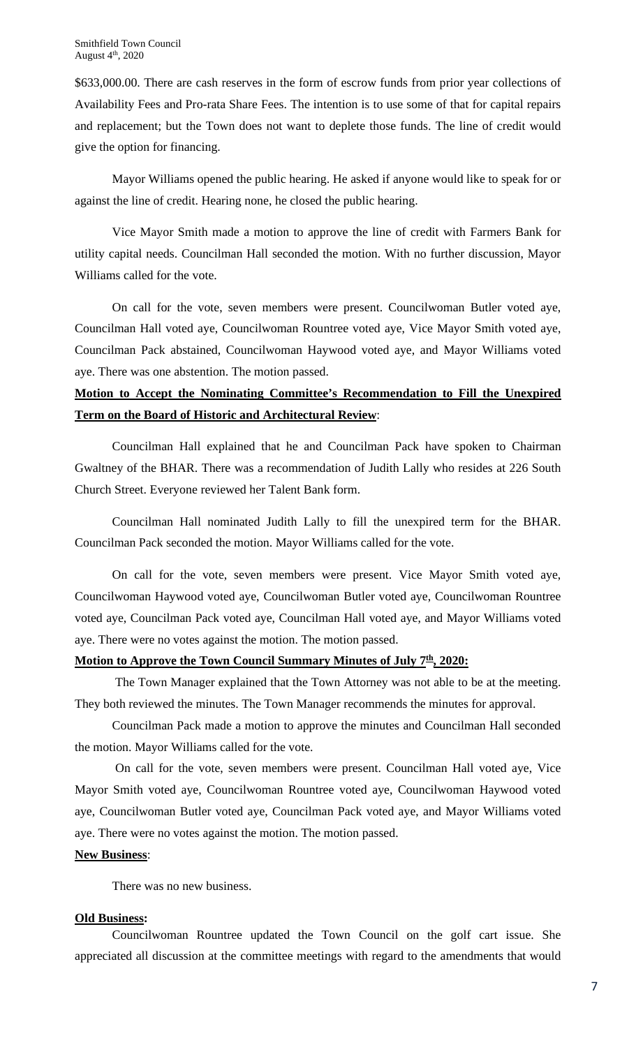$633,000.00. There are cash reserves in the form of escrow funds from prior year collections of Availability Fees and Pro-rata Share Fees. The intention is to use some of that for capital repairs and replacement; but the Town does not want to deplete those funds. The line of credit would give the option for financing.

Mayor Williams opened the public hearing. He asked if anyone would like to speak for or against the line of credit. Hearing none, he closed the public hearing.

Vice Mayor Smith made a motion to approve the line of credit with Farmers Bank for utility capital needs. Councilman Hall seconded the motion. With no further discussion, Mayor Williams called for the vote.

On call for the vote, seven members were present. Councilwoman Butler voted aye, Councilman Hall voted aye, Councilwoman Rountree voted aye, Vice Mayor Smith voted aye, Councilman Pack abstained, Councilwoman Haywood voted aye, and Mayor Williams voted aye. There was one abstention. The motion passed.

**Motion to Accept the Nominating Committee's Recommendation to Fill the Unexpired Term on the Board of Historic and Architectural Review**:

Councilman Hall explained that he and Councilman Pack have spoken to Chairman Gwaltney of the BHAR. There was a recommendation of Judith Lally who resides at 226 South Church Street. Everyone reviewed her Talent Bank form.

Councilman Hall nominated Judith Lally to fill the unexpired term for the BHAR. Councilman Pack seconded the motion. Mayor Williams called for the vote.

On call for the vote, seven members were present. Vice Mayor Smith voted aye, Councilwoman Haywood voted aye, Councilwoman Butler voted aye, Councilwoman Rountree voted aye, Councilman Pack voted aye, Councilman Hall voted aye, and Mayor Williams voted aye. There were no votes against the motion. The motion passed.

**Motion to Approve the Town Council Summary Minutes of July 7th, 2020:**

The Town Manager explained that the Town Attorney was not able to be at the meeting. They both reviewed the minutes. The Town Manager recommends the minutes for approval.

Councilman Pack made a motion to approve the minutes and Councilman Hall seconded the motion. Mayor Williams called for the vote.

On call for the vote, seven members were present. Councilman Hall voted aye, Vice Mayor Smith voted aye, Councilwoman Rountree voted aye, Councilwoman Haywood voted aye, Councilwoman Butler voted aye, Councilman Pack voted aye, and Mayor Williams voted aye. There were no votes against the motion. The motion passed.

**New Business**:

There was no new business.

**Old Business:**

Councilwoman Rountree updated the Town Council on the golf cart issue. She appreciated all discussion at the committee meetings with regard to the amendments that would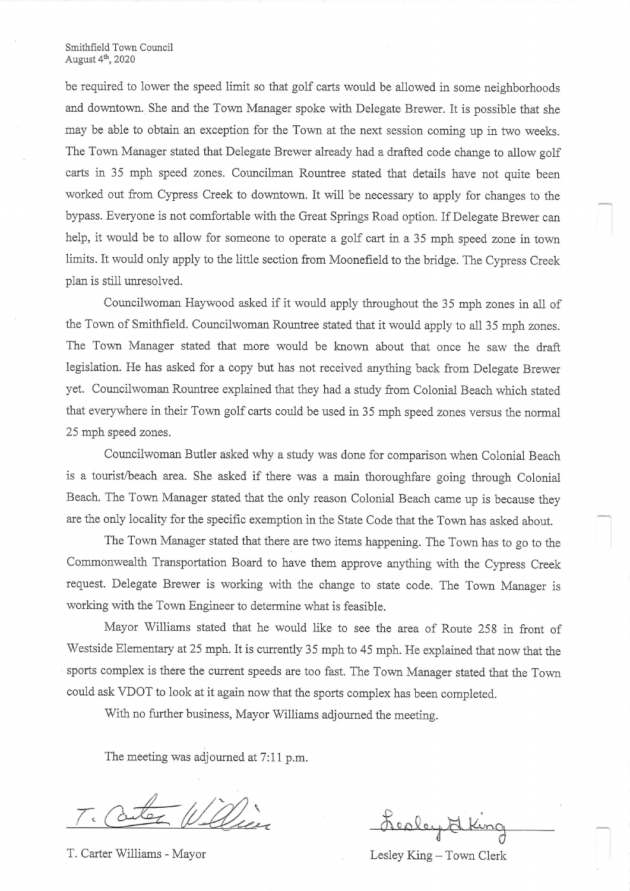be required to lower the speed limit so that golf carts would be allowed in some neighborhoods and downtown. She and the Town Manager spoke with Delegate Brewer. It is possible that she may be able to obtain an exception for the Town at the next session coming up in two weeks. The Town Manager stated that Delegate Brewer already had a drafted code change to allow golf carts in 35 mph speed zones. Councilman Rountree stated that details have not quite been worked out from Cypress Creek to downtown. It will be necessary to apply for changes to the bypass. Everyone is not comfortable with the Great Springs Road option. If Delegate Brewer can help, it would be to allow for someone to operate a golf cart in a 35 mph speed zone in town limits. It would only apply to the little section from Moonefield to the bridge. The Cypress Creek plan is still unresolved.

Councilwoman Haywood asked if it would apply throughout the 35 mph zones in all of the Town of Smithfield. Councilwoman Rountree stated that it would apply to all 35 mph zones. The Town Manager stated that more would be known about that once he saw the draft legislation. He has asked for a copy but has not received anything back from Delegate Brewer yet. Councilwoman Rountree explained that they had a study from Colonial Beach which stated that everywhere in their Town golf carts could be used in 35 mph speed zones versus the normal 25 mph speed zones.

Councilwoman Butler asked why a study was done for comparison when Colonial Beach is a tourist/beach area. She asked if there was a main thoroughfare going through Colonial Beach. The Town Manager stated that the only reason Colonial Beach came up is because they are the only locality for the specific exemption in the State Code that the Town has asked about.

The Town Manager stated that there are two items happening. The Town has to go to the Commonwealth Transportation Board to have them approve anything with the Cypress Creek request. Delegate Brewer is working with the change to state code. The Town Manager is working with the Town Engineer to determine what is feasible.

Mayor Williams stated that he would like to see the area of Route 258 in front of Westside Elementary at 25 mph. It is currently 35 mph to 45 mph. He explained that now that the sports complex is there the current speeds are too fast. The Town Manager stated that the Town could ask VDOT to look at it again now that the sports complex has been completed.

With no further business, Mayor Williams adjourned the meeting.

The meeting was adjourned at 7:11 p.m.

T. Carter Williams - Mayor

Lesley King – Town Clerk